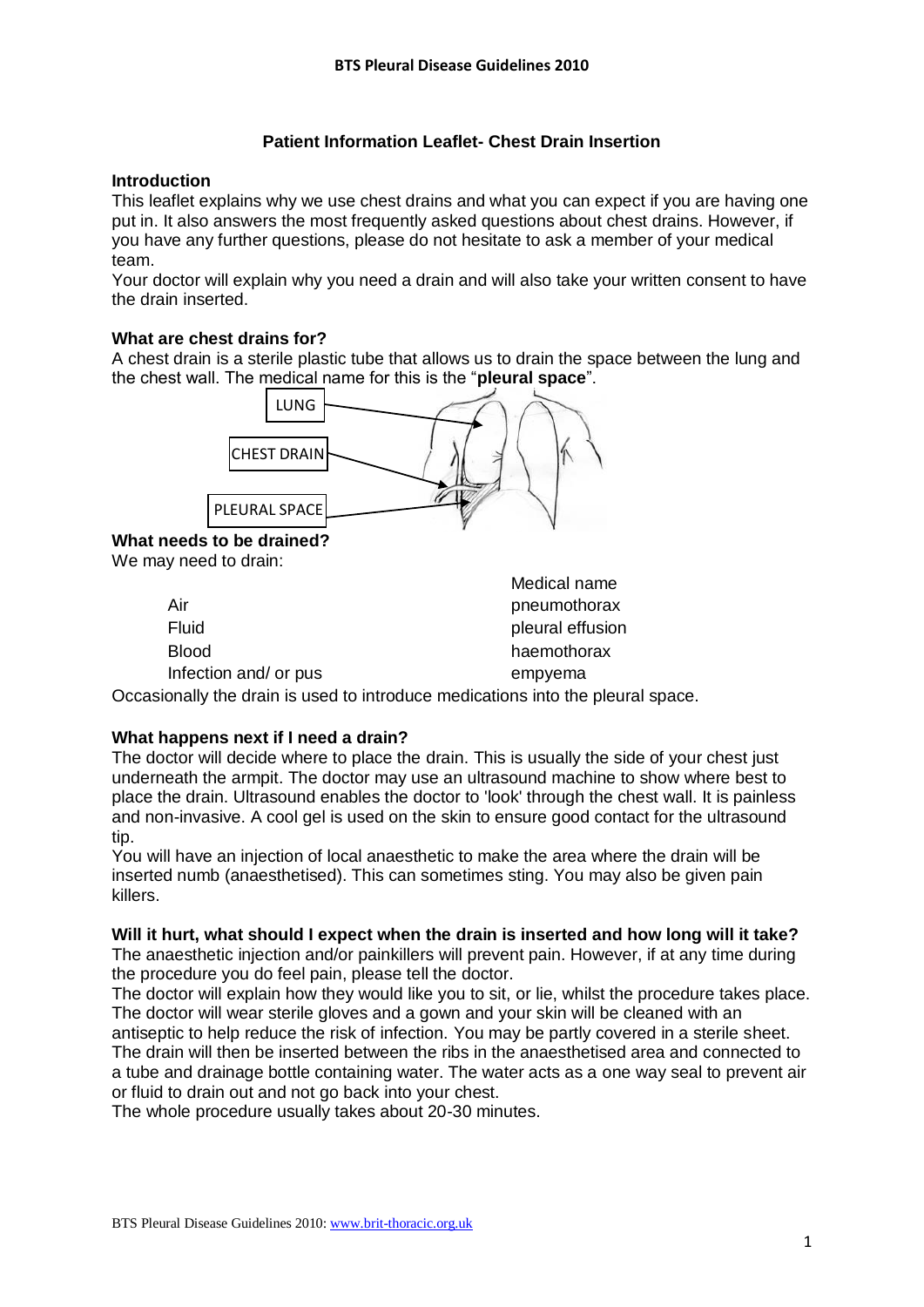# Patient Information Leaflet- Chest Drain Insertion

## Introduction

This leaflet explains why we use chest drains and what you can expect if you are having one put in. It also answers the most frequently asked questions about chest drains. However, if you have any further questions, please do not hesitate to ask a member of your medical team.

Your doctor will explain why you need a drain and will also take your written consent to have the drain inserted.

## What are chest drains for?

A chest drain is a sterile plastic tube that allows us to drain the space between the lung and the chest wall. The medical name for this is the "**pleural space**".

LUNG

CHEST DRAIN

PLEURAL SPACE

## What needs to be drained?

We may need to drain:

| | Medical name |
|---|---|
| Air | pneumothorax |
| Fluid | pleural effusion |
| Blood | haemothorax |
| Infection and/ or pus | empyema |

Occasionally the drain is used to introduce medications into the pleural space.

## What happens next if I need a drain?

The doctor will decide where to place the drain. This is usually the side of your chest just underneath the armpit. The doctor may use an ultrasound machine to show where best to place the drain. Ultrasound enables the doctor to 'look' through the chest wall. It is painless and non-invasive. A cool gel is used on the skin to ensure good contact for the ultrasound tip.

You will have an injection of local anaesthetic to make the area where the drain will be inserted numb (anaesthetised). This can sometimes sting. You may also be given pain killers.

## Will it hurt, what should I expect when the drain is inserted and how long will it take?

The anaesthetic injection and/or painkillers will prevent pain. However, if at any time during the procedure you do feel pain, please tell the doctor.

The doctor will explain how they would like you to sit, or lie, whilst the procedure takes place. The doctor will wear sterile gloves and a gown and your skin will be cleaned with an antiseptic to help reduce the risk of infection. You may be partly covered in a sterile sheet. The drain will then be inserted between the ribs in the anaesthetised area and connected to a tube and drainage bottle containing water. The water acts as a one way seal to prevent air or fluid to drain out and not go back into your chest.

The whole procedure usually takes about 20-30 minutes.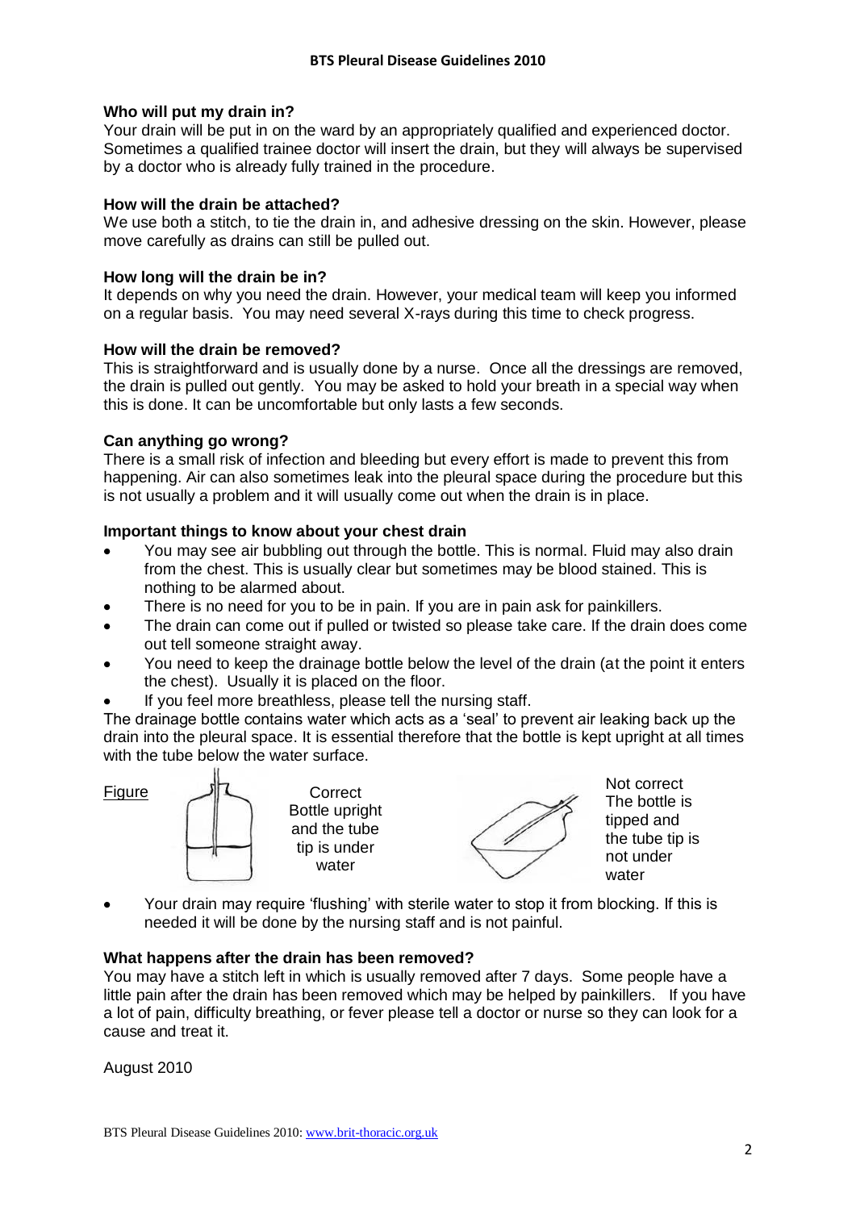**Who will put my drain in?**

Your drain will be put in on the ward by an appropriately qualified and experienced doctor. Sometimes a qualified trainee doctor will insert the drain, but they will always be supervised by a doctor who is already fully trained in the procedure.

**How will the drain be attached?**

We use both a stitch, to tie the drain in, and adhesive dressing on the skin. However, please move carefully as drains can still be pulled out.

**How long will the drain be in?**

It depends on why you need the drain. However, your medical team will keep you informed on a regular basis. You may need several X-rays during this time to check progress.

**How will the drain be removed?**

This is straightforward and is usually done by a nurse. Once all the dressings are removed, the drain is pulled out gently. You may be asked to hold your breath in a special way when this is done. It can be uncomfortable but only lasts a few seconds.

**Can anything go wrong?**

There is a small risk of infection and bleeding but every effort is made to prevent this from happening. Air can also sometimes leak into the pleural space during the procedure but this is not usually a problem and it will usually come out when the drain is in place.

**Important things to know about your chest drain**

- You may see air bubbling out through the bottle. This is normal. Fluid may also drain from the chest. This is usually clear but sometimes may be blood stained. This is nothing to be alarmed about.
- There is no need for you to be in pain. If you are in pain ask for painkillers.
- The drain can come out if pulled or twisted so please take care. If the drain does come out tell someone straight away.
- You need to keep the drainage bottle below the level of the drain (at the point it enters the chest). Usually it is placed on the floor.
- If you feel more breathless, please tell the nursing staff.

The drainage bottle contains water which acts as a 'seal' to prevent air leaking back up the drain into the pleural space. It is essential therefore that the bottle is kept upright at all times with the tube below the water surface.

Figure

Correct
Bottle upright and the tube tip is under water

Not correct
The bottle is tipped and the tube tip is not under water

- Your drain may require 'flushing' with sterile water to stop it from blocking. If this is needed it will be done by the nursing staff and is not painful.

**What happens after the drain has been removed?**

You may have a stitch left in which is usually removed after 7 days. Some people have a little pain after the drain has been removed which may be helped by painkillers. If you have a lot of pain, difficulty breathing, or fever please tell a doctor or nurse so they can look for a cause and treat it.

August 2010